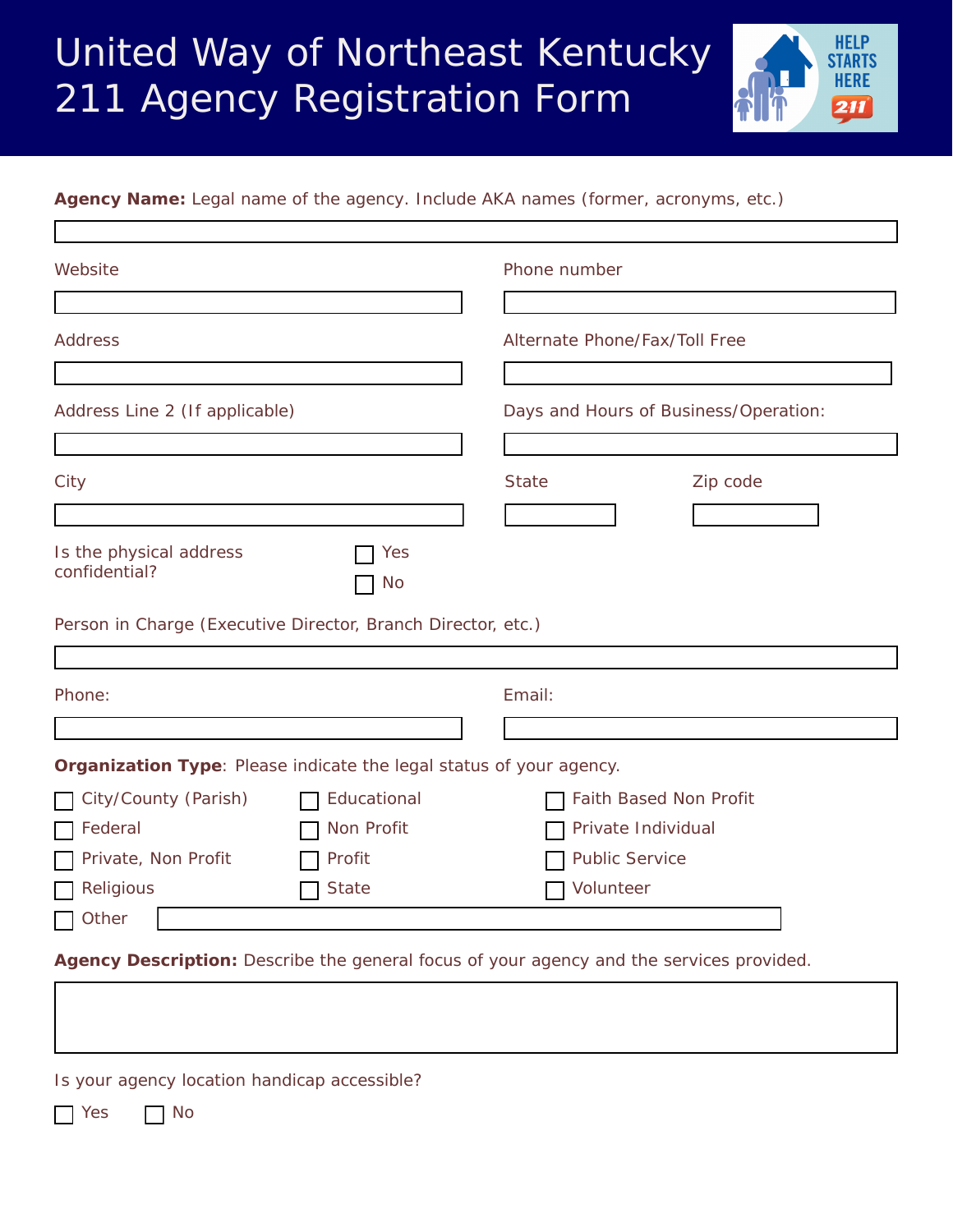# United Way of Northeast Kentucky 211 Agency Registration Form

**Agency Name:** Legal name of the agency. Include AKA names (former, acronyms, etc.)

Website

Phone number

Address

Alternate Phone/Fax/Toll Free

Address Line 2 (If applicable)

Days and Hours of Business/Operation:

City

State

Zip code

Is the physical address confidential?

☐ Yes

☐ No

Person in Charge (Executive Director, Branch Director, etc.)

Phone:

Email:

**Organization Type**: Please indicate the legal status of your agency.

☐ City/County (Parish) ☐ Educational ☐ Faith Based Non Profit

☐ Federal ☐ Non Profit ☐ Private Individual

☐ Private, Non Profit ☐ Profit ☐ Public Service

☐ Religious ☐ State ☐ Volunteer

☐ Other

**Agency Description:** Describe the general focus of your agency and the services provided.

Is your agency location handicap accessible?

☐ Yes ☐ No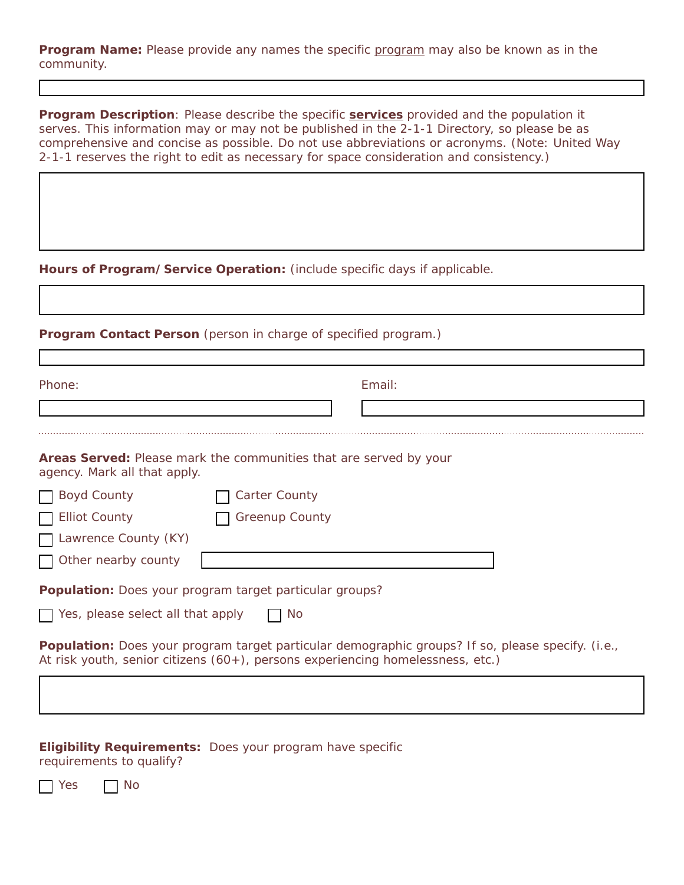**Program Name:** Please provide any names the specific program may also be known as in the community.

&nbsp;

**Program Description**: Please describe the specific **services** provided and the population it serves. This information may or may not be published in the 2-1-1 Directory, so please be as comprehensive and concise as possible. Do not use abbreviations or acronyms. (Note: United Way 2-1-1 reserves the right to edit as necessary for space consideration and consistency.)

&nbsp;

**Hours of Program/ Service Operation:** (include specific days if applicable.

&nbsp;

**Program Contact Person** (person in charge of specified program.)

&nbsp;

Phone:

Email:

---

**Areas Served:** Please mark the communities that are served by your agency. Mark all that apply.

- ☐ Boyd County
- ☐ Carter County
- ☐ Elliot County
- ☐ Greenup County
- ☐ Lawrence County (KY)
- ☐ Other nearby county

**Population:** Does your program target particular groups?

☐ Yes, please select all that apply ☐ No

**Population:** Does your program target particular demographic groups? If so, please specify. (i.e., At risk youth, senior citizens (60+), persons experiencing homelessness, etc.)

&nbsp;

**Eligibility Requirements:** Does your program have specific requirements to qualify?

☐ Yes ☐ No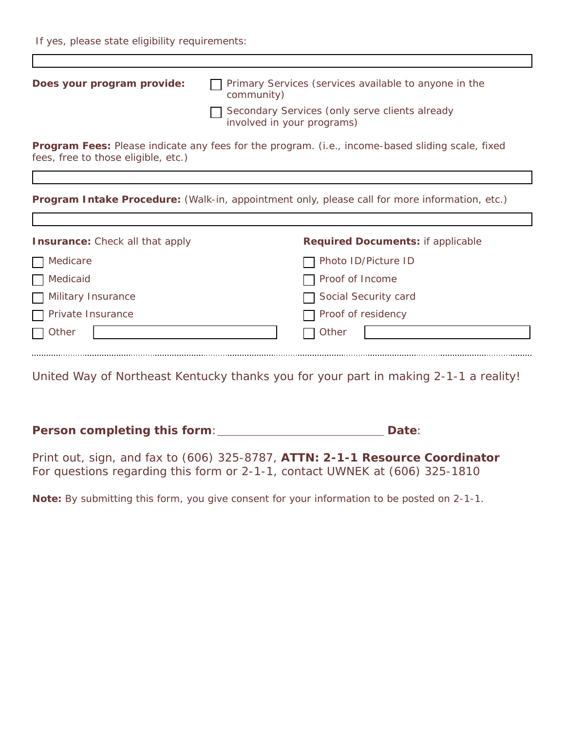If yes, please state eligibility requirements:

**Does your program provide:**

- ☐ Primary Services (services available to anyone in the community)
- ☐ Secondary Services (only serve clients already involved in your programs)

**Program Fees:** Please indicate any fees for the program. (i.e., income-based sliding scale, fixed fees, free to those eligible, etc.)

**Program Intake Procedure:** (Walk-in, appointment only, please call for more information, etc.)

**Insurance:** Check all that apply

- ☐ Medicare
- ☐ Medicaid
- ☐ Military Insurance
- ☐ Private Insurance
- ☐ Other

**Required Documents:** if applicable

- ☐ Photo ID/Picture ID
- ☐ Proof of Income
- ☐ Social Security card
- ☐ Proof of residency
- ☐ Other

---

United Way of Northeast Kentucky thanks you for your part in making 2-1-1 a reality!

**Person completing this form**:____________________________ **Date**:

Print out, sign, and fax to (606) 325-8787, **ATTN: 2-1-1 Resource Coordinator**
For questions regarding this form or 2-1-1, contact UWNEK at (606) 325-1810

**Note:** By submitting this form, you give consent for your information to be posted on 2-1-1.